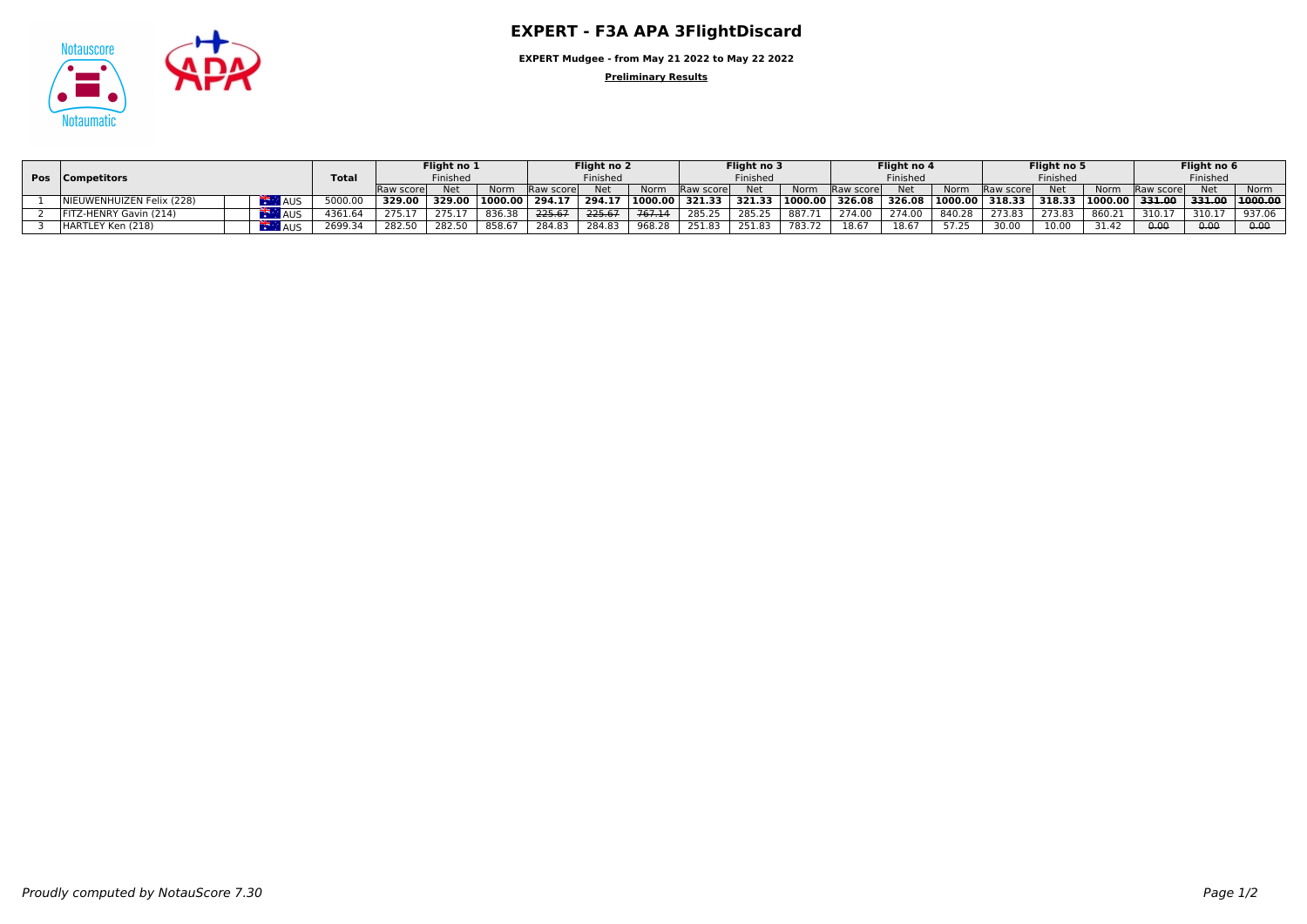# EXPERT - F3A APA 3FlightDiscard

**EXPERT Mudgee - from May 21 2022 to May 22 2022**

**Preliminary Results**

| Pos | Competitors | | Total | Flight no 1 | | | Flight no 2 | | | Flight no 3 | | | Flight no 4 | | | Flight no 5 | | | Flight no 6 | | |
|---|---|---|---|---|---|---|---|---|---|---|---|---|---|---|---|---|---|---|---|---|---|
| | | | | Finished | | | Finished | | | Finished | | | Finished | | | Finished | | | Finished | | |
| | | | | Raw score | Net | Norm | Raw score | Net | Norm | Raw score | Net | Norm | Raw score | Net | Norm | Raw score | Net | Norm | Raw score | Net | Norm |
| 1 | NIEUWENHUIZEN Felix (228) | AUS | 5000.00 | **329.00** | **329.00** | **1000.00** | **294.17** | **294.17** | **1000.00** | **321.33** | **321.33** | **1000.00** | **326.08** | **326.08** | **1000.00** | **318.33** | **318.33** | **1000.00** | ~~331.00~~ | ~~331.00~~ | ~~1000.00~~ |
| 2 | FITZ-HENRY Gavin (214) | AUS | 4361.64 | 275.17 | 275.17 | 836.38 | ~~225.67~~ | ~~225.67~~ | ~~767.14~~ | 285.25 | 285.25 | 887.71 | 274.00 | 274.00 | 840.28 | 273.83 | 273.83 | 860.21 | 310.17 | 310.17 | 937.06 |
| 3 | HARTLEY Ken (218) | AUS | 2699.34 | 282.50 | 282.50 | 858.67 | 284.83 | 284.83 | 968.28 | 251.83 | 251.83 | 783.72 | 18.67 | 18.67 | 57.25 | 30.00 | 10.00 | 31.42 | ~~0.00~~ | ~~0.00~~ | ~~0.00~~ |

*Proudly computed by NotauScore 7.30*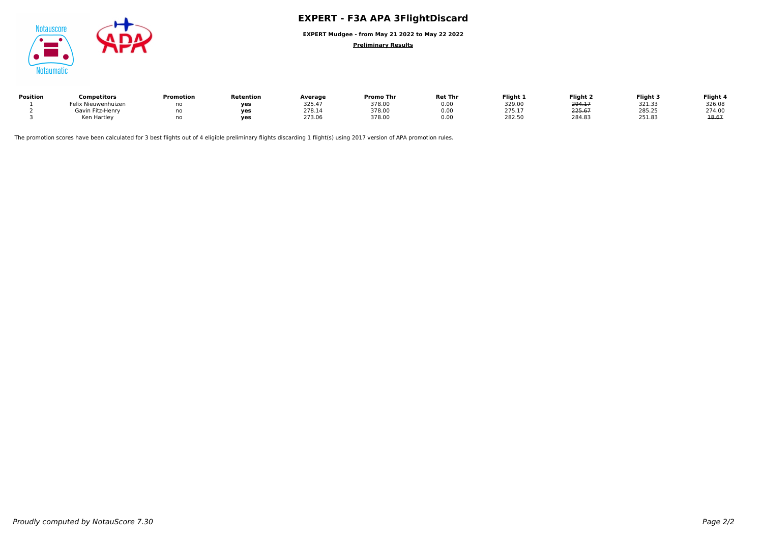# EXPERT - F3A APA 3FlightDiscard

**EXPERT Mudgee - from May 21 2022 to May 22 2022**

**Preliminary Results**

| Position | Competitors | Promotion | Retention | Average | Promo Thr | Ret Thr | Flight 1 | Flight 2 | Flight 3 | Flight 4 |
|---|---|---|---|---|---|---|---|---|---|---|
| 1 | Felix Nieuwenhuizen | no | **yes** | 325.47 | 378.00 | 0.00 | 329.00 | ~~294.17~~ | 321.33 | 326.08 |
| 2 | Gavin Fitz-Henry | no | **yes** | 278.14 | 378.00 | 0.00 | 275.17 | ~~225.67~~ | 285.25 | 274.00 |
| 3 | Ken Hartley | no | **yes** | 273.06 | 378.00 | 0.00 | 282.50 | 284.83 | 251.83 | ~~18.67~~ |

The promotion scores have been calculated for 3 best flights out of 4 eligible preliminary flights discarding 1 flight(s) using 2017 version of APA promotion rules.

*Proudly computed by NotauScore 7.30*